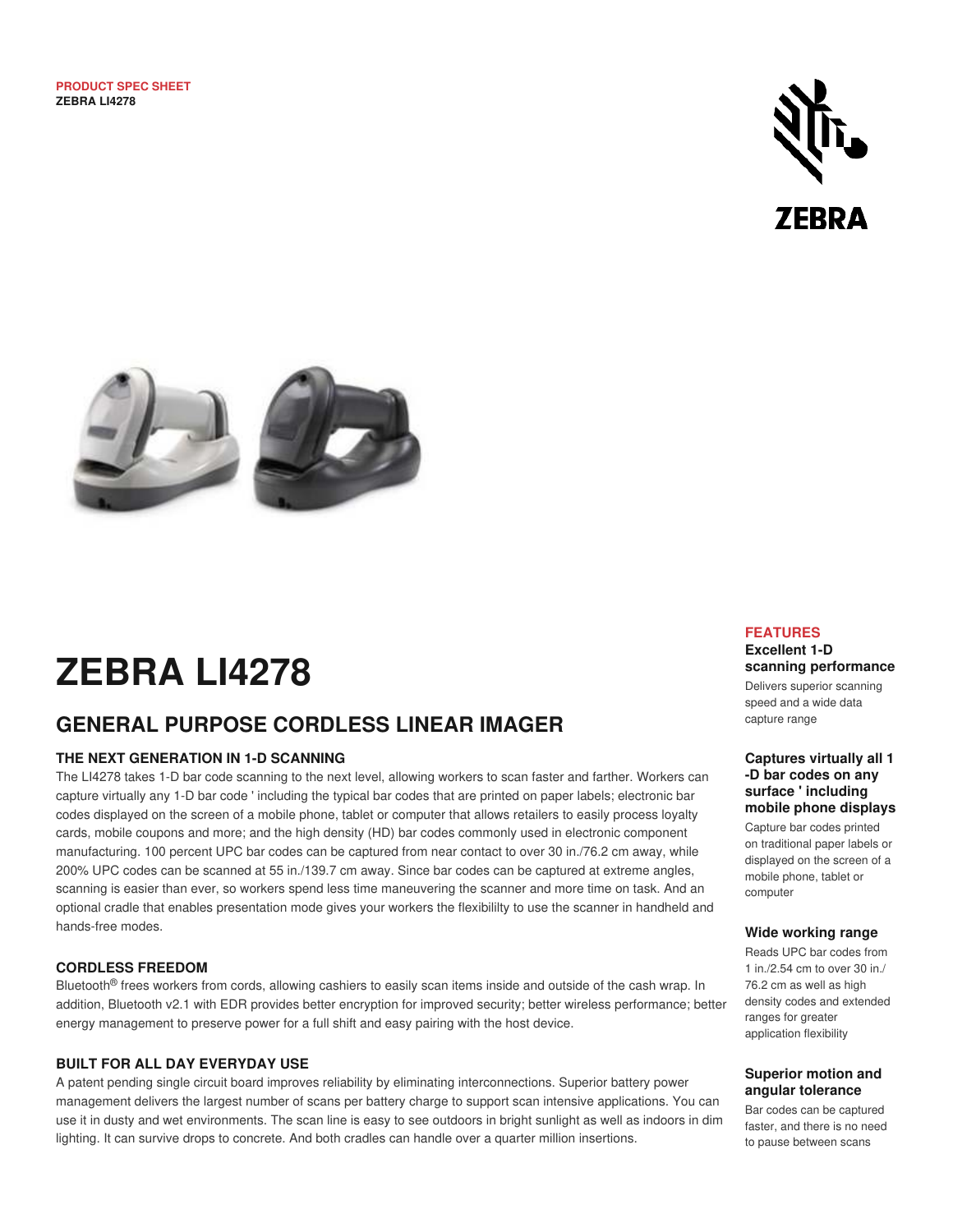**PRODUCT SPEC SHEET**
**ZEBRA LI4278**

# ZEBRA LI4278

## GENERAL PURPOSE CORDLESS LINEAR IMAGER

### THE NEXT GENERATION IN 1-D SCANNING

The LI4278 takes 1-D bar code scanning to the next level, allowing workers to scan faster and farther. Workers can capture virtually any 1-D bar code ' including the typical bar codes that are printed on paper labels; electronic bar codes displayed on the screen of a mobile phone, tablet or computer that allows retailers to easily process loyalty cards, mobile coupons and more; and the high density (HD) bar codes commonly used in electronic component manufacturing. 100 percent UPC bar codes can be captured from near contact to over 30 in./76.2 cm away, while 200% UPC codes can be scanned at 55 in./139.7 cm away. Since bar codes can be captured at extreme angles, scanning is easier than ever, so workers spend less time maneuvering the scanner and more time on task. And an optional cradle that enables presentation mode gives your workers the flexibililty to use the scanner in handheld and hands-free modes.

### CORDLESS FREEDOM

Bluetooth® frees workers from cords, allowing cashiers to easily scan items inside and outside of the cash wrap. In addition, Bluetooth v2.1 with EDR provides better encryption for improved security; better wireless performance; better energy management to preserve power for a full shift and easy pairing with the host device.

### BUILT FOR ALL DAY EVERYDAY USE

A patent pending single circuit board improves reliability by eliminating interconnections. Superior battery power management delivers the largest number of scans per battery charge to support scan intensive applications. You can use it in dusty and wet environments. The scan line is easy to see outdoors in bright sunlight as well as indoors in dim lighting. It can survive drops to concrete. And both cradles can handle over a quarter million insertions.

### FEATURES

**Excellent 1-D scanning performance**

Delivers superior scanning speed and a wide data capture range

**Captures virtually all 1-D bar codes on any surface ' including mobile phone displays**

Capture bar codes printed on traditional paper labels or displayed on the screen of a mobile phone, tablet or computer

**Wide working range**

Reads UPC bar codes from 1 in./2.54 cm to over 30 in./ 76.2 cm as well as high density codes and extended ranges for greater application flexibility

**Superior motion and angular tolerance**

Bar codes can be captured faster, and there is no need to pause between scans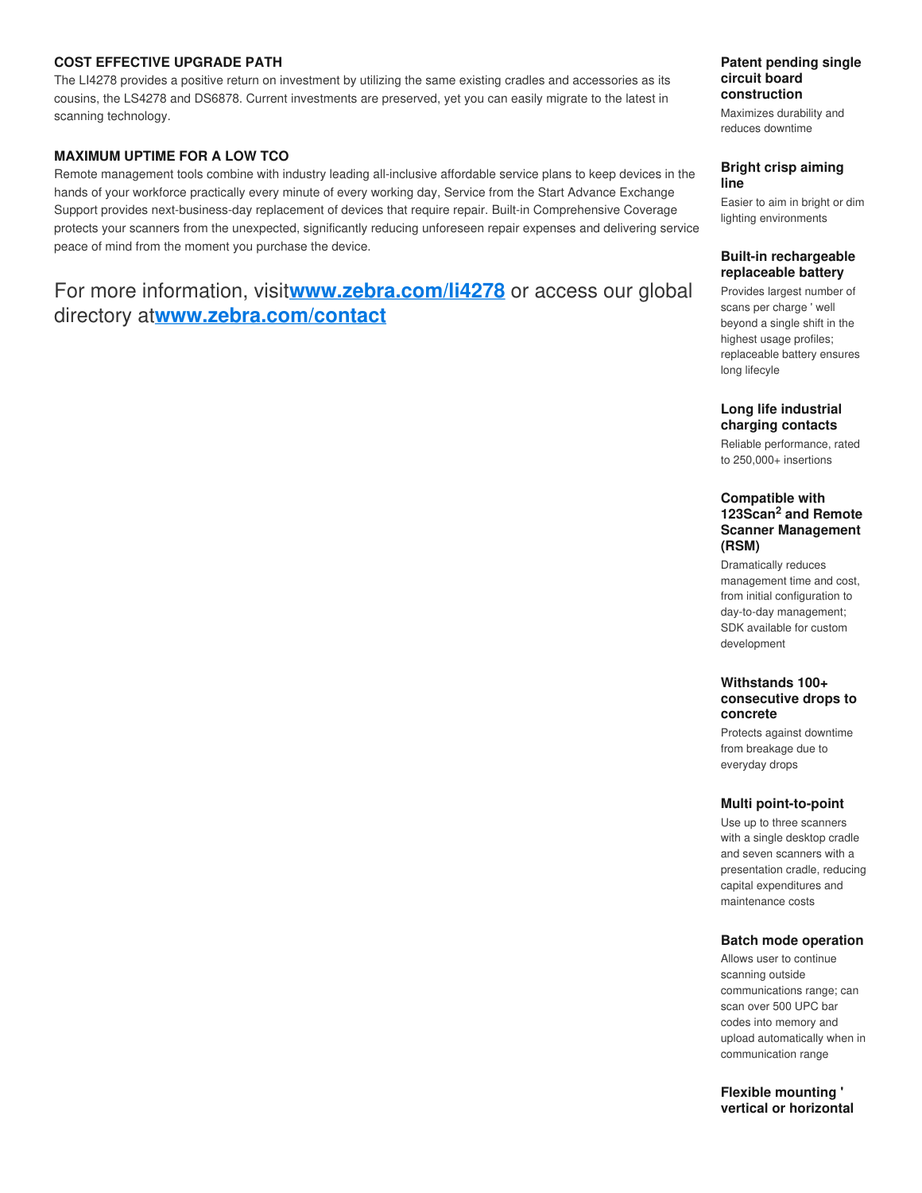### COST EFFECTIVE UPGRADE PATH

The LI4278 provides a positive return on investment by utilizing the same existing cradles and accessories as its cousins, the LS4278 and DS6878. Current investments are preserved, yet you can easily migrate to the latest in scanning technology.

### MAXIMUM UPTIME FOR A LOW TCO

Remote management tools combine with industry leading all-inclusive affordable service plans to keep devices in the hands of your workforce practically every minute of every working day, Service from the Start Advance Exchange Support provides next-business-day replacement of devices that require repair. Built-in Comprehensive Coverage protects your scanners from the unexpected, significantly reducing unforeseen repair expenses and delivering service peace of mind from the moment you purchase the device.

For more information, visit**[www.zebra.com/li4278](www.zebra.com/li4278)** or access our global directory at**[www.zebra.com/contact](www.zebra.com/contact)**

**Patent pending single circuit board construction**

Maximizes durability and reduces downtime

**Bright crisp aiming line**

Easier to aim in bright or dim lighting environments

**Built-in rechargeable replaceable battery**

Provides largest number of scans per charge ' well beyond a single shift in the highest usage profiles; replaceable battery ensures long lifecycle

**Long life industrial charging contacts**

Reliable performance, rated to 250,000+ insertions

**Compatible with 123Scan$^2$ and Remote Scanner Management (RSM)**

Dramatically reduces management time and cost, from initial configuration to day-to-day management; SDK available for custom development

**Withstands 100+ consecutive drops to concrete**

Protects against downtime from breakage due to everyday drops

**Multi point-to-point**

Use up to three scanners with a single desktop cradle and seven scanners with a presentation cradle, reducing capital expenditures and maintenance costs

**Batch mode operation**

Allows user to continue scanning outside communications range; can scan over 500 UPC bar codes into memory and upload automatically when in communication range

**Flexible mounting ' vertical or horizontal**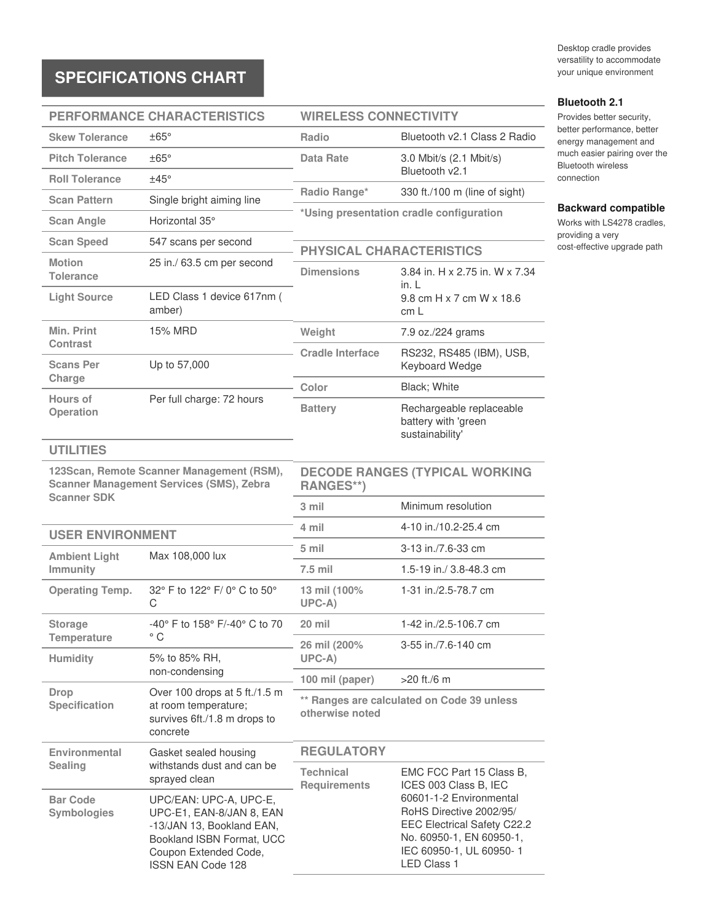## SPECIFICATIONS CHART

### PERFORMANCE CHARACTERISTICS

| | |
|---|---|
| Skew Tolerance | ±65° |
| Pitch Tolerance | ±65° |
| Roll Tolerance | ±45° |
| Scan Pattern | Single bright aiming line |
| Scan Angle | Horizontal 35° |
| Scan Speed | 547 scans per second |
| Motion Tolerance | 25 in./ 63.5 cm per second |
| Light Source | LED Class 1 device 617nm ( amber) |
| Min. Print Contrast | 15% MRD |
| Scans Per Charge | Up to 57,000 |
| Hours of Operation | Per full charge: 72 hours |

### UTILITIES

**123Scan, Remote Scanner Management (RSM), Scanner Management Services (SMS), Zebra Scanner SDK**

### USER ENVIRONMENT

| | |
|---|---|
| Ambient Light Immunity | Max 108,000 lux |
| Operating Temp. | 32° F to 122° F/ 0° C to 50° C |
| Storage Temperature | -40° F to 158° F/-40° C to 70 ° C |
| Humidity | 5% to 85% RH, non-condensing |
| Drop Specification | Over 100 drops at 5 ft./1.5 m at room temperature; survives 6ft./1.8 m drops to concrete |
| Environmental Sealing | Gasket sealed housing withstands dust and can be sprayed clean |
| Bar Code Symbologies | UPC/EAN: UPC-A, UPC-E, UPC-E1, EAN-8/JAN 8, EAN -13/JAN 13, Bookland EAN, Bookland ISBN Format, UCC Coupon Extended Code, ISSN EAN Code 128 |

### WIRELESS CONNECTIVITY

| | |
|---|---|
| Radio | Bluetooth v2.1 Class 2 Radio |
| Data Rate | 3.0 Mbit/s (2.1 Mbit/s) Bluetooth v2.1 |
| Radio Range* | 330 ft./100 m (line of sight) |

**\*Using presentation cradle configuration**

### PHYSICAL CHARACTERISTICS

| | |
|---|---|
| Dimensions | 3.84 in. H x 2.75 in. W x 7.34 in. L<br>9.8 cm H x 7 cm W x 18.6 cm L |
| Weight | 7.9 oz./224 grams |
| Cradle Interface | RS232, RS485 (IBM), USB, Keyboard Wedge |
| Color | Black; White |
| Battery | Rechargeable replaceable battery with 'green sustainability' |

### DECODE RANGES (TYPICAL WORKING RANGES**)

| | |
|---|---|
| 3 mil | Minimum resolution |
| 4 mil | 4-10 in./10.2-25.4 cm |
| 5 mil | 3-13 in./7.6-33 cm |
| 7.5 mil | 1.5-19 in./ 3.8-48.3 cm |
| 13 mil (100% UPC-A) | 1-31 in./2.5-78.7 cm |
| 20 mil | 1-42 in./2.5-106.7 cm |
| 26 mil (200% UPC-A) | 3-55 in./7.6-140 cm |
| 100 mil (paper) | >20 ft./6 m |

**** Ranges are calculated on Code 39 unless otherwise noted**

### REGULATORY

| | |
|---|---|
| Technical Requirements | EMC FCC Part 15 Class B, ICES 003 Class B, IEC 60601-1-2 Environmental RoHS Directive 2002/95/ EEC Electrical Safety C22.2 No. 60950-1, EN 60950-1, IEC 60950-1, UL 60950- 1 LED Class 1 |

Desktop cradle provides versatility to accommodate your unique environment

**Bluetooth 2.1**

Provides better security, better performance, better energy management and much easier pairing over the Bluetooth wireless connection

**Backward compatible**

Works with LS4278 cradles, providing a very cost-effective upgrade path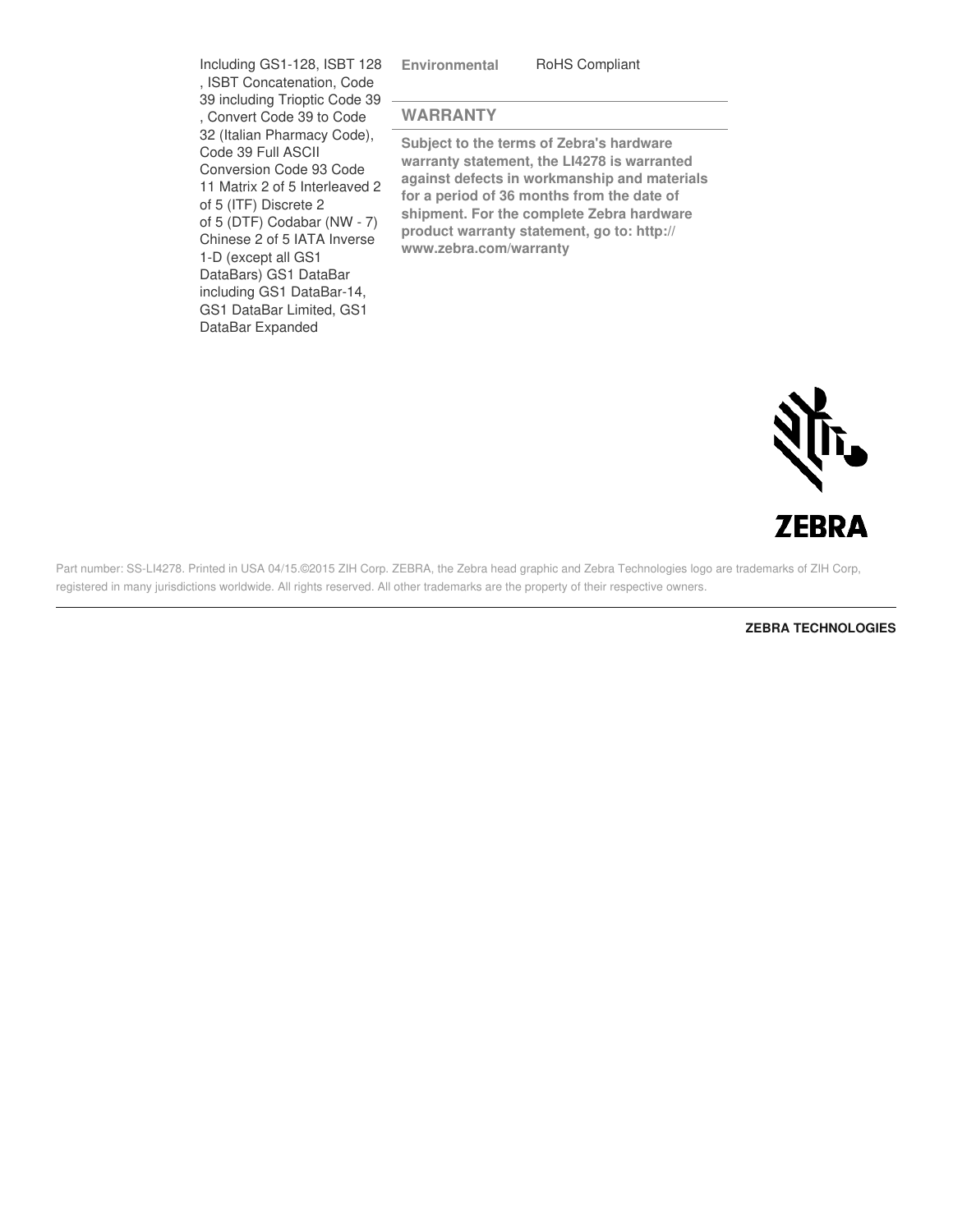Including GS1-128, ISBT 128 , ISBT Concatenation, Code 39 including Trioptic Code 39 , Convert Code 39 to Code 32 (Italian Pharmacy Code), Code 39 Full ASCII Conversion Code 93 Code 11 Matrix 2 of 5 Interleaved 2 of 5 (ITF) Discrete 2 of 5 (DTF) Codabar (NW - 7) Chinese 2 of 5 IATA Inverse 1-D (except all GS1 DataBars) GS1 DataBar including GS1 DataBar-14, GS1 DataBar Limited, GS1 DataBar Expanded

| | |
|---|---|
| **Environmental** | RoHS Compliant |

## WARRANTY

**Subject to the terms of Zebra's hardware warranty statement, the LI4278 is warranted against defects in workmanship and materials for a period of 36 months from the date of shipment. For the complete Zebra hardware product warranty statement, go to: http:// www.zebra.com/warranty**

ZEBRA

Part number: SS-LI4278. Printed in USA 04/15.©2015 ZIH Corp. ZEBRA, the Zebra head graphic and Zebra Technologies logo are trademarks of ZIH Corp, registered in many jurisdictions worldwide. All rights reserved. All other trademarks are the property of their respective owners.

**ZEBRA TECHNOLOGIES**